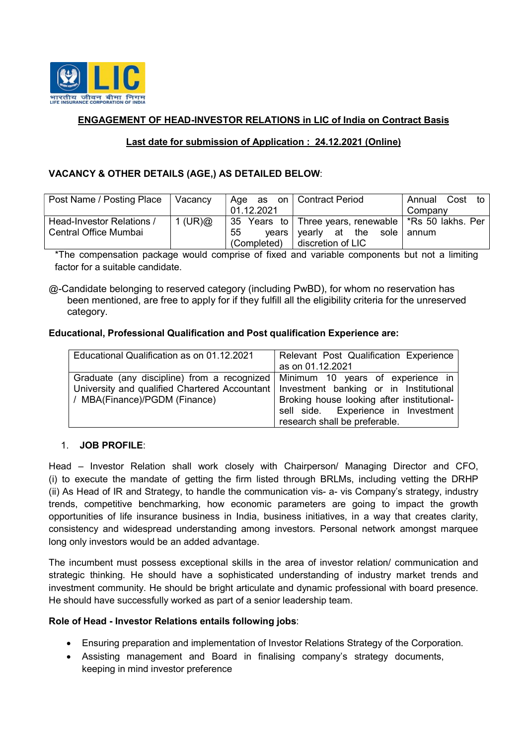## ENGAGEMENT OF HEAD-INVESTOR RELATIONS in LIC of India on Contract Basis

**Last date for submission of Application : 24.12.2021 (Online)**

**VACANCY & OTHER DETAILS (AGE,) AS DETAILED BELOW**:

| Post Name / Posting Place | Vacancy | Age as on 01.12.2021 | Contract Period | Annual Cost to Company |
|---|---|---|---|---|
| Head-Investor Relations / Central Office Mumbai | 1 (UR)@ | 35 Years to 55 years (Completed) | Three years, renewable yearly at the sole discretion of LIC | *Rs 50 lakhs. Per annum |

*The compensation package would comprise of fixed and variable components but not a limiting factor for a suitable candidate.

@-Candidate belonging to reserved category (including PwBD), for whom no reservation has been mentioned, are free to apply for if they fulfill all the eligibility criteria for the unreserved category.

**Educational, Professional Qualification and Post qualification Experience are:**

| Educational Qualification as on 01.12.2021 | Relevant Post Qualification Experience as on 01.12.2021 |
|---|---|
| Graduate (any discipline) from a recognized University and qualified Chartered Accountant / MBA(Finance)/PGDM (Finance) | Minimum 10 years of experience in Investment banking or in Institutional Broking house looking after institutional-sell side. Experience in Investment research shall be preferable. |

1. **JOB PROFILE**:

Head – Investor Relation shall work closely with Chairperson/ Managing Director and CFO, (i) to execute the mandate of getting the firm listed through BRLMs, including vetting the DRHP (ii) As Head of IR and Strategy, to handle the communication vis- a- vis Company's strategy, industry trends, competitive benchmarking, how economic parameters are going to impact the growth opportunities of life insurance business in India, business initiatives, in a way that creates clarity, consistency and widespread understanding among investors. Personal network amongst marquee long only investors would be an added advantage.

The incumbent must possess exceptional skills in the area of investor relation/ communication and strategic thinking. He should have a sophisticated understanding of industry market trends and investment community. He should be bright articulate and dynamic professional with board presence. He should have successfully worked as part of a senior leadership team.

**Role of Head - Investor Relations entails following jobs**:

- Ensuring preparation and implementation of Investor Relations Strategy of the Corporation.
- Assisting management and Board in finalising company's strategy documents, keeping in mind investor preference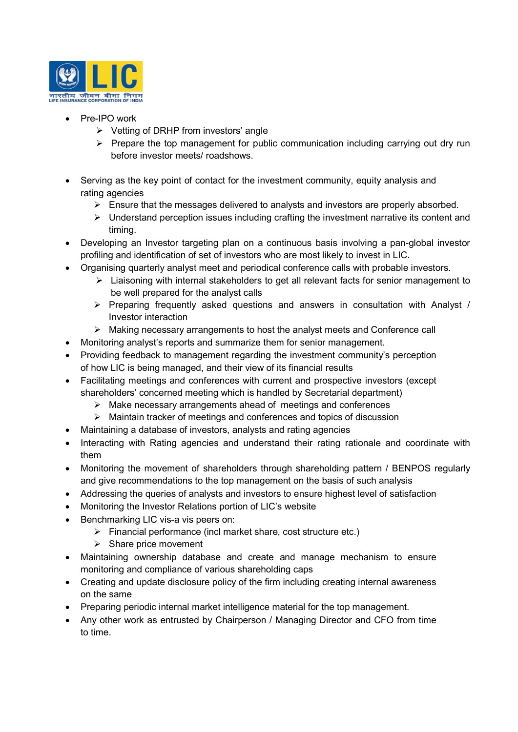- Pre-IPO work
  - Vetting of DRHP from investors' angle
  - Prepare the top management for public communication including carrying out dry run before investor meets/ roadshows.

- Serving as the key point of contact for the investment community, equity analysis and rating agencies
  - Ensure that the messages delivered to analysts and investors are properly absorbed.
  - Understand perception issues including crafting the investment narrative its content and timing.
- Developing an Investor targeting plan on a continuous basis involving a pan-global investor profiling and identification of set of investors who are most likely to invest in LIC.
- Organising quarterly analyst meet and periodical conference calls with probable investors.
  - Liaisoning with internal stakeholders to get all relevant facts for senior management to be well prepared for the analyst calls
  - Preparing frequently asked questions and answers in consultation with Analyst / Investor interaction
  - Making necessary arrangements to host the analyst meets and Conference call
- Monitoring analyst's reports and summarize them for senior management.
- Providing feedback to management regarding the investment community's perception of how LIC is being managed, and their view of its financial results
- Facilitating meetings and conferences with current and prospective investors (except shareholders' concerned meeting which is handled by Secretarial department)
  - Make necessary arrangements ahead of meetings and conferences
  - Maintain tracker of meetings and conferences and topics of discussion
- Maintaining a database of investors, analysts and rating agencies
- Interacting with Rating agencies and understand their rating rationale and coordinate with them
- Monitoring the movement of shareholders through shareholding pattern / BENPOS regularly and give recommendations to the top management on the basis of such analysis
- Addressing the queries of analysts and investors to ensure highest level of satisfaction
- Monitoring the Investor Relations portion of LIC's website
- Benchmarking LIC vis-a vis peers on:
  - Financial performance (incl market share, cost structure etc.)
  - Share price movement
- Maintaining ownership database and create and manage mechanism to ensure monitoring and compliance of various shareholding caps
- Creating and update disclosure policy of the firm including creating internal awareness on the same
- Preparing periodic internal market intelligence material for the top management.
- Any other work as entrusted by Chairperson / Managing Director and CFO from time to time.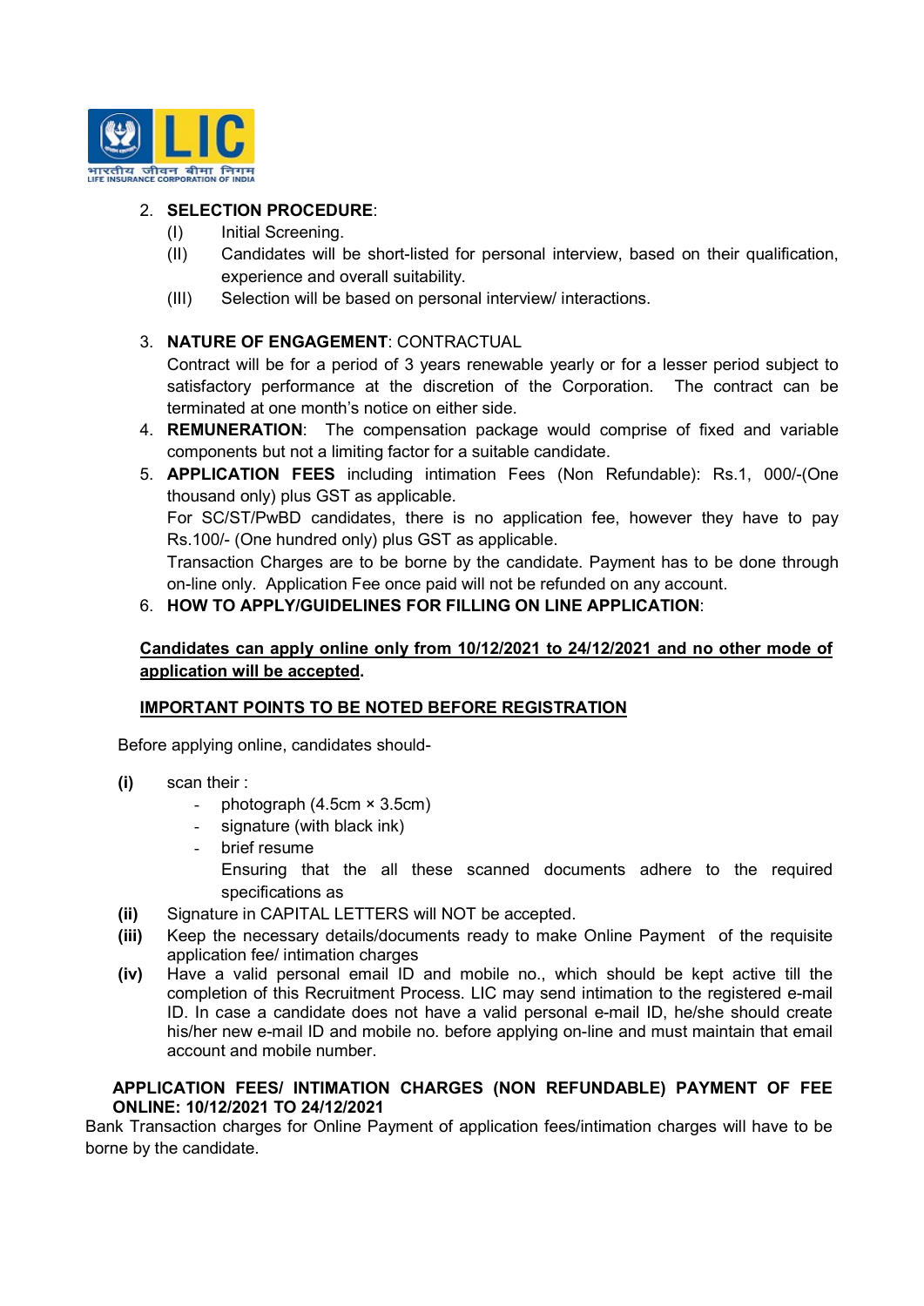2. **SELECTION PROCEDURE**:
   (I) Initial Screening.
   (II) Candidates will be short-listed for personal interview, based on their qualification, experience and overall suitability.
   (III) Selection will be based on personal interview/ interactions.

3. **NATURE OF ENGAGEMENT**: CONTRACTUAL
   Contract will be for a period of 3 years renewable yearly or for a lesser period subject to satisfactory performance at the discretion of the Corporation. The contract can be terminated at one month's notice on either side.

4. **REMUNERATION**: The compensation package would comprise of fixed and variable components but not a limiting factor for a suitable candidate.

5. **APPLICATION FEES** including intimation Fees (Non Refundable): Rs.1, 000/-(One thousand only) plus GST as applicable.
   For SC/ST/PwBD candidates, there is no application fee, however they have to pay Rs.100/- (One hundred only) plus GST as applicable.
   Transaction Charges are to be borne by the candidate. Payment has to be done through on-line only. Application Fee once paid will not be refunded on any account.

6. **HOW TO APPLY/GUIDELINES FOR FILLING ON LINE APPLICATION**:

**<u>Candidates can apply online only from 10/12/2021 to 24/12/2021 and no other mode of application will be accepted</u>.**

**<u>IMPORTANT POINTS TO BE NOTED BEFORE REGISTRATION</u>**

Before applying online, candidates should-

**(i)** scan their :
- photograph (4.5cm × 3.5cm)
- signature (with black ink)
- brief resume

  Ensuring that the all these scanned documents adhere to the required specifications as

**(ii)** Signature in CAPITAL LETTERS will NOT be accepted.

**(iii)** Keep the necessary details/documents ready to make Online Payment of the requisite application fee/ intimation charges

**(iv)** Have a valid personal email ID and mobile no., which should be kept active till the completion of this Recruitment Process. LIC may send intimation to the registered e-mail ID. In case a candidate does not have a valid personal e-mail ID, he/she should create his/her new e-mail ID and mobile no. before applying on-line and must maintain that email account and mobile number.

**APPLICATION FEES/ INTIMATION CHARGES (NON REFUNDABLE) PAYMENT OF FEE ONLINE: 10/12/2021 TO 24/12/2021**

Bank Transaction charges for Online Payment of application fees/intimation charges will have to be borne by the candidate.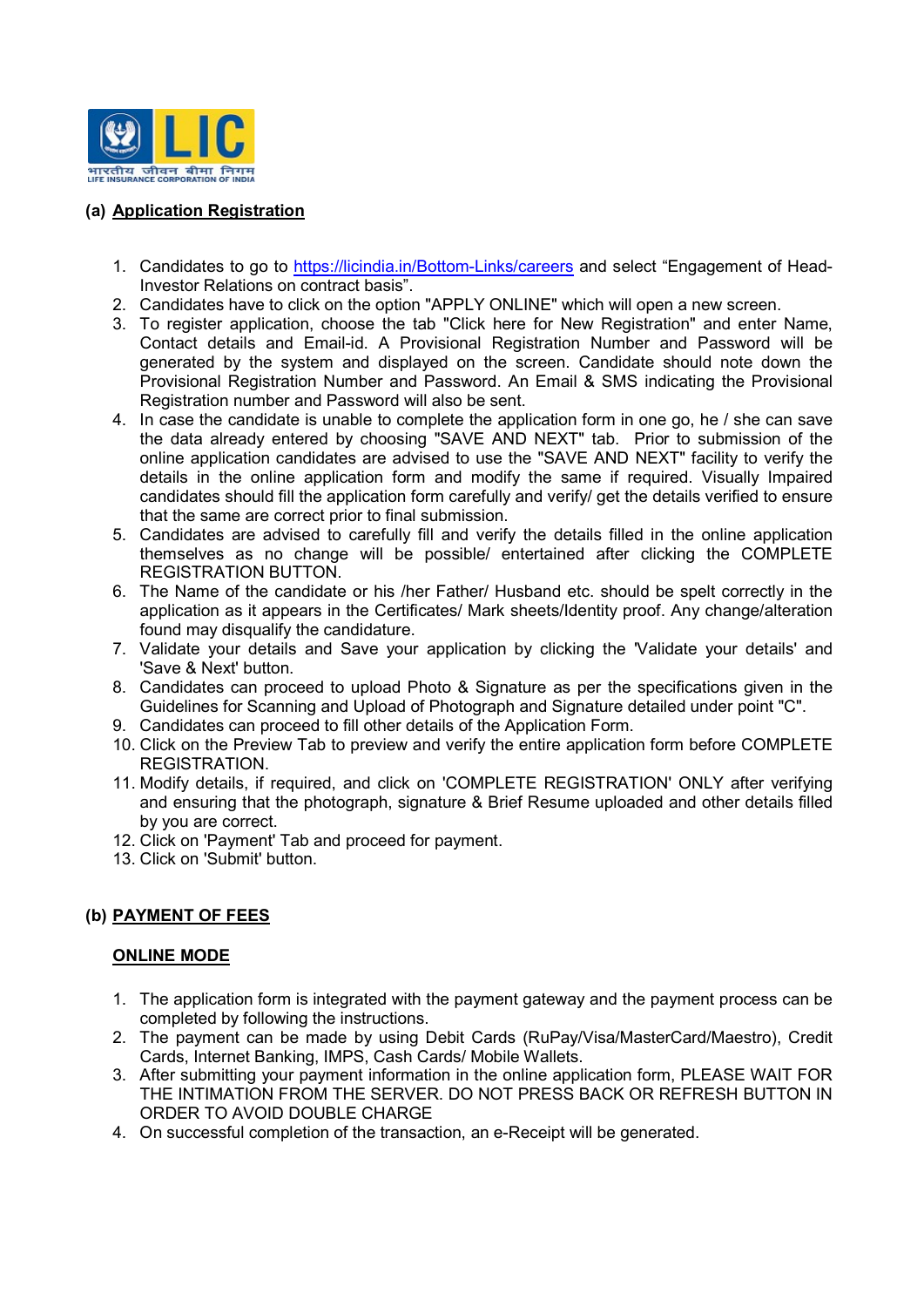## (a) Application Registration

1. Candidates to go to https://licindia.in/Bottom-Links/careers and select "Engagement of Head-Investor Relations on contract basis".
2. Candidates have to click on the option "APPLY ONLINE" which will open a new screen.
3. To register application, choose the tab "Click here for New Registration" and enter Name, Contact details and Email-id. A Provisional Registration Number and Password will be generated by the system and displayed on the screen. Candidate should note down the Provisional Registration Number and Password. An Email & SMS indicating the Provisional Registration number and Password will also be sent.
4. In case the candidate is unable to complete the application form in one go, he / she can save the data already entered by choosing "SAVE AND NEXT" tab. Prior to submission of the online application candidates are advised to use the "SAVE AND NEXT" facility to verify the details in the online application form and modify the same if required. Visually Impaired candidates should fill the application form carefully and verify/ get the details verified to ensure that the same are correct prior to final submission.
5. Candidates are advised to carefully fill and verify the details filled in the online application themselves as no change will be possible/ entertained after clicking the COMPLETE REGISTRATION BUTTON.
6. The Name of the candidate or his /her Father/ Husband etc. should be spelt correctly in the application as it appears in the Certificates/ Mark sheets/Identity proof. Any change/alteration found may disqualify the candidature.
7. Validate your details and Save your application by clicking the 'Validate your details' and 'Save & Next' button.
8. Candidates can proceed to upload Photo & Signature as per the specifications given in the Guidelines for Scanning and Upload of Photograph and Signature detailed under point "C".
9. Candidates can proceed to fill other details of the Application Form.
10. Click on the Preview Tab to preview and verify the entire application form before COMPLETE REGISTRATION.
11. Modify details, if required, and click on 'COMPLETE REGISTRATION' ONLY after verifying and ensuring that the photograph, signature & Brief Resume uploaded and other details filled by you are correct.
12. Click on 'Payment' Tab and proceed for payment.
13. Click on 'Submit' button.

## (b) PAYMENT OF FEES

### ONLINE MODE

1. The application form is integrated with the payment gateway and the payment process can be completed by following the instructions.
2. The payment can be made by using Debit Cards (RuPay/Visa/MasterCard/Maestro), Credit Cards, Internet Banking, IMPS, Cash Cards/ Mobile Wallets.
3. After submitting your payment information in the online application form, PLEASE WAIT FOR THE INTIMATION FROM THE SERVER. DO NOT PRESS BACK OR REFRESH BUTTON IN ORDER TO AVOID DOUBLE CHARGE
4. On successful completion of the transaction, an e-Receipt will be generated.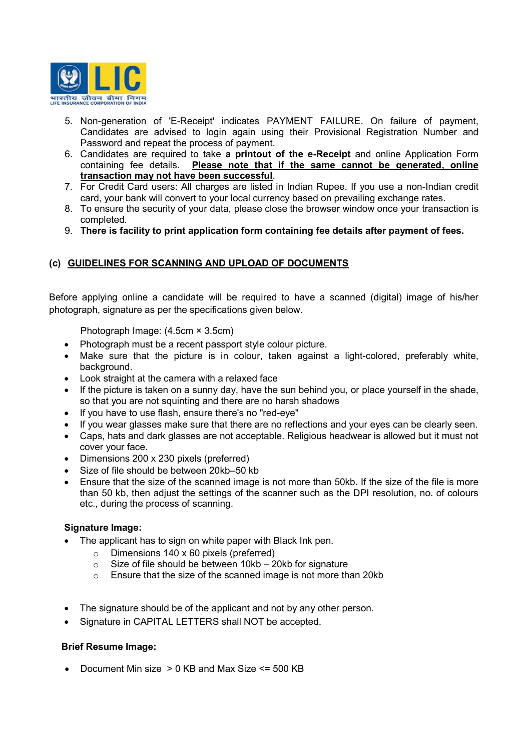5. Non-generation of 'E-Receipt' indicates PAYMENT FAILURE. On failure of payment, Candidates are advised to login again using their Provisional Registration Number and Password and repeat the process of payment.
6. Candidates are required to take **a printout of the e-Receipt** and online Application Form containing fee details. **<u>Please note that if the same cannot be generated, online transaction may not have been successful</u>**.
7. For Credit Card users: All charges are listed in Indian Rupee. If you use a non-Indian credit card, your bank will convert to your local currency based on prevailing exchange rates.
8. To ensure the security of your data, please close the browser window once your transaction is completed.
9. **There is facility to print application form containing fee details after payment of fees.**

### (c) <u>GUIDELINES FOR SCANNING AND UPLOAD OF DOCUMENTS</u>

Before applying online a candidate will be required to have a scanned (digital) image of his/her photograph, signature as per the specifications given below.

Photograph Image: (4.5cm × 3.5cm)

- Photograph must be a recent passport style colour picture.
- Make sure that the picture is in colour, taken against a light-colored, preferably white, background.
- Look straight at the camera with a relaxed face
- If the picture is taken on a sunny day, have the sun behind you, or place yourself in the shade, so that you are not squinting and there are no harsh shadows
- If you have to use flash, ensure there's no "red-eye"
- If you wear glasses make sure that there are no reflections and your eyes can be clearly seen.
- Caps, hats and dark glasses are not acceptable. Religious headwear is allowed but it must not cover your face.
- Dimensions 200 x 230 pixels (preferred)
- Size of file should be between 20kb–50 kb
- Ensure that the size of the scanned image is not more than 50kb. If the size of the file is more than 50 kb, then adjust the settings of the scanner such as the DPI resolution, no. of colours etc., during the process of scanning.

**Signature Image:**

- The applicant has to sign on white paper with Black Ink pen.
  - Dimensions 140 x 60 pixels (preferred)
  - Size of file should be between 10kb – 20kb for signature
  - Ensure that the size of the scanned image is not more than 20kb

- The signature should be of the applicant and not by any other person.
- Signature in CAPITAL LETTERS shall NOT be accepted.

**Brief Resume Image:**

- Document Min size > 0 KB and Max Size <= 500 KB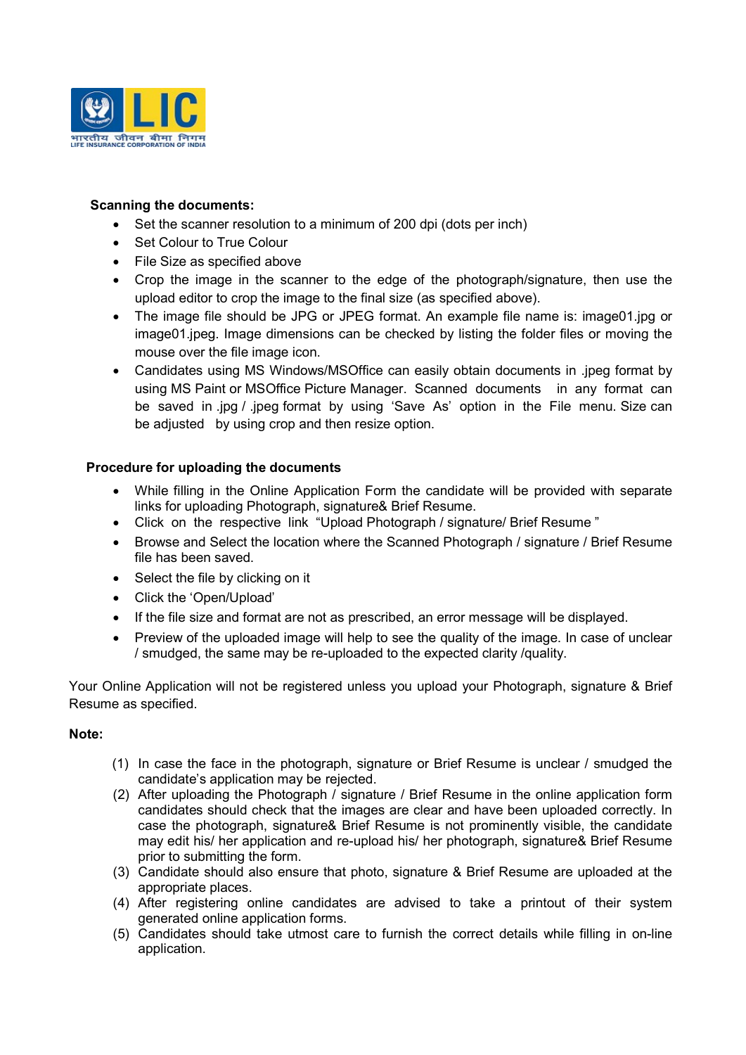**Scanning the documents:**

- Set the scanner resolution to a minimum of 200 dpi (dots per inch)
- Set Colour to True Colour
- File Size as specified above
- Crop the image in the scanner to the edge of the photograph/signature, then use the upload editor to crop the image to the final size (as specified above).
- The image file should be JPG or JPEG format. An example file name is: image01.jpg or image01.jpeg. Image dimensions can be checked by listing the folder files or moving the mouse over the file image icon.
- Candidates using MS Windows/MSOffice can easily obtain documents in .jpeg format by using MS Paint or MSOffice Picture Manager. Scanned documents in any format can be saved in .jpg / .jpeg format by using 'Save As' option in the File menu. Size can be adjusted by using crop and then resize option.

**Procedure for uploading the documents**

- While filling in the Online Application Form the candidate will be provided with separate links for uploading Photograph, signature& Brief Resume.
- Click on the respective link "Upload Photograph / signature/ Brief Resume "
- Browse and Select the location where the Scanned Photograph / signature / Brief Resume file has been saved.
- Select the file by clicking on it
- Click the 'Open/Upload'
- If the file size and format are not as prescribed, an error message will be displayed.
- Preview of the uploaded image will help to see the quality of the image. In case of unclear / smudged, the same may be re-uploaded to the expected clarity /quality.

Your Online Application will not be registered unless you upload your Photograph, signature & Brief Resume as specified.

**Note:**

(1) In case the face in the photograph, signature or Brief Resume is unclear / smudged the candidate's application may be rejected.
(2) After uploading the Photograph / signature / Brief Resume in the online application form candidates should check that the images are clear and have been uploaded correctly. In case the photograph, signature& Brief Resume is not prominently visible, the candidate may edit his/ her application and re-upload his/ her photograph, signature& Brief Resume prior to submitting the form.
(3) Candidate should also ensure that photo, signature & Brief Resume are uploaded at the appropriate places.
(4) After registering online candidates are advised to take a printout of their system generated online application forms.
(5) Candidates should take utmost care to furnish the correct details while filling in on-line application.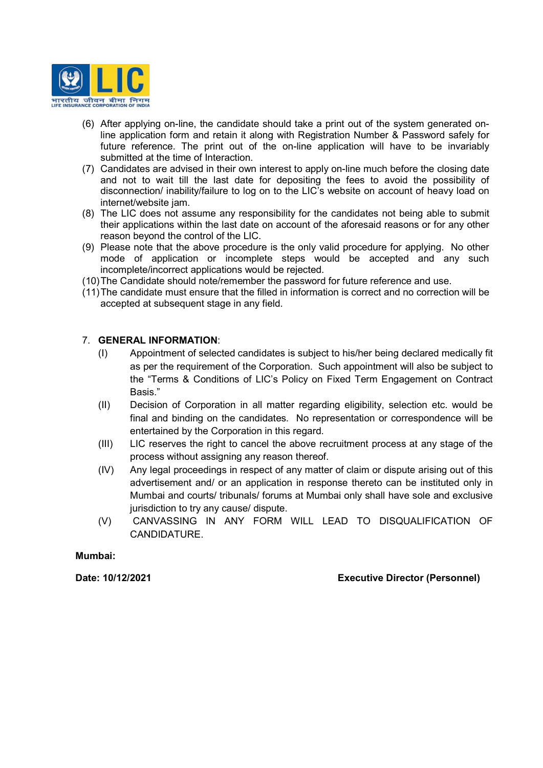(6) After applying on-line, the candidate should take a print out of the system generated on-line application form and retain it along with Registration Number & Password safely for future reference. The print out of the on-line application will have to be invariably submitted at the time of Interaction.

(7) Candidates are advised in their own interest to apply on-line much before the closing date and not to wait till the last date for depositing the fees to avoid the possibility of disconnection/ inability/failure to log on to the LIC's website on account of heavy load on internet/website jam.

(8) The LIC does not assume any responsibility for the candidates not being able to submit their applications within the last date on account of the aforesaid reasons or for any other reason beyond the control of the LIC.

(9) Please note that the above procedure is the only valid procedure for applying. No other mode of application or incomplete steps would be accepted and any such incomplete/incorrect applications would be rejected.

(10) The Candidate should note/remember the password for future reference and use.

(11) The candidate must ensure that the filled in information is correct and no correction will be accepted at subsequent stage in any field.

7. **GENERAL INFORMATION**:

(I) Appointment of selected candidates is subject to his/her being declared medically fit as per the requirement of the Corporation. Such appointment will also be subject to the "Terms & Conditions of LIC's Policy on Fixed Term Engagement on Contract Basis."

(II) Decision of Corporation in all matter regarding eligibility, selection etc. would be final and binding on the candidates. No representation or correspondence will be entertained by the Corporation in this regard.

(III) LIC reserves the right to cancel the above recruitment process at any stage of the process without assigning any reason thereof.

(IV) Any legal proceedings in respect of any matter of claim or dispute arising out of this advertisement and/ or an application in response thereto can be instituted only in Mumbai and courts/ tribunals/ forums at Mumbai only shall have sole and exclusive jurisdiction to try any cause/ dispute.

(V) CANVASSING IN ANY FORM WILL LEAD TO DISQUALIFICATION OF CANDIDATURE.

**Mumbai:**

**Date: 10/12/2021** **Executive Director (Personnel)**